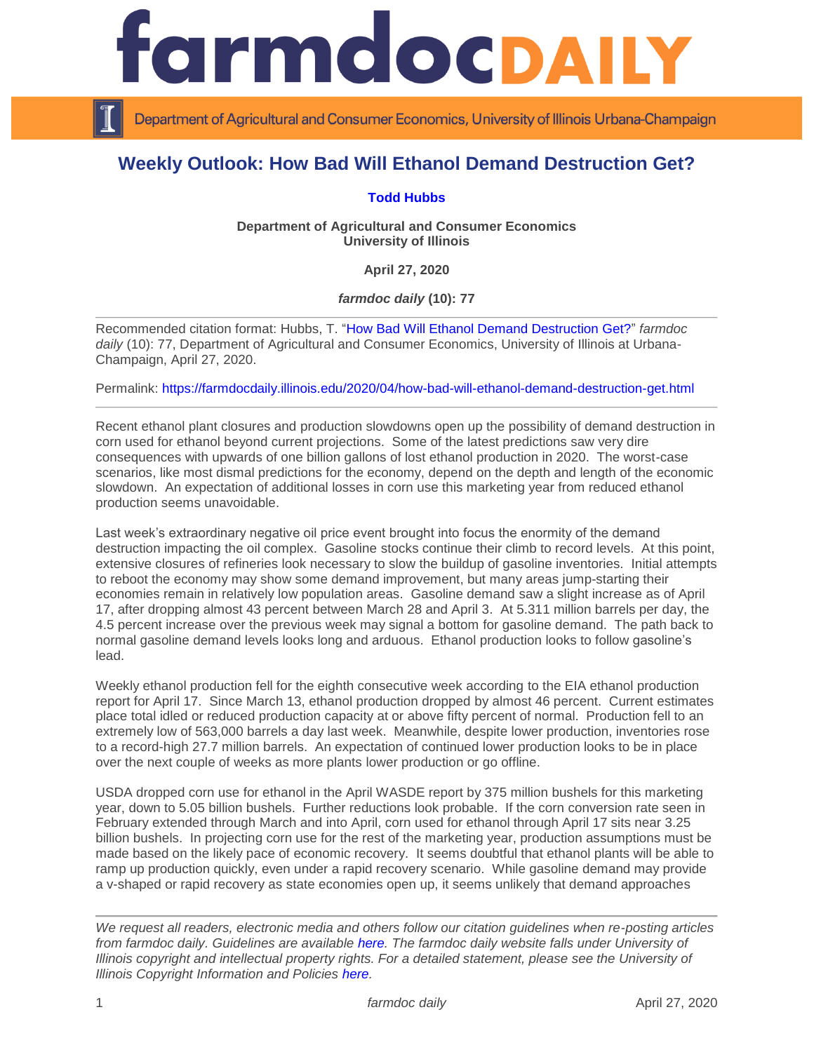# farmdoc DAILY

Department of Agricultural and Consumer Economics, University of Illinois Urbana-Champaign

## Weekly Outlook: How Bad Will Ethanol Demand Destruction Get?

**Todd Hubbs**

**Department of Agricultural and Consumer Economics**
**University of Illinois**

**April 27, 2020**

***farmdoc daily* (10): 77**

---

Recommended citation format: Hubbs, T. "How Bad Will Ethanol Demand Destruction Get?" *farmdoc daily* (10): 77, Department of Agricultural and Consumer Economics, University of Illinois at Urbana-Champaign, April 27, 2020.

Permalink: https://farmdocdaily.illinois.edu/2020/04/how-bad-will-ethanol-demand-destruction-get.html

---

Recent ethanol plant closures and production slowdowns open up the possibility of demand destruction in corn used for ethanol beyond current projections. Some of the latest predictions saw very dire consequences with upwards of one billion gallons of lost ethanol production in 2020. The worst-case scenarios, like most dismal predictions for the economy, depend on the depth and length of the economic slowdown. An expectation of additional losses in corn use this marketing year from reduced ethanol production seems unavoidable.

Last week's extraordinary negative oil price event brought into focus the enormity of the demand destruction impacting the oil complex. Gasoline stocks continue their climb to record levels. At this point, extensive closures of refineries look necessary to slow the buildup of gasoline inventories. Initial attempts to reboot the economy may show some demand improvement, but many areas jump-starting their economies remain in relatively low population areas. Gasoline demand saw a slight increase as of April 17, after dropping almost 43 percent between March 28 and April 3. At 5.311 million barrels per day, the 4.5 percent increase over the previous week may signal a bottom for gasoline demand. The path back to normal gasoline demand levels looks long and arduous. Ethanol production looks to follow gasoline's lead.

Weekly ethanol production fell for the eighth consecutive week according to the EIA ethanol production report for April 17. Since March 13, ethanol production dropped by almost 46 percent. Current estimates place total idled or reduced production capacity at or above fifty percent of normal. Production fell to an extremely low of 563,000 barrels a day last week. Meanwhile, despite lower production, inventories rose to a record-high 27.7 million barrels. An expectation of continued lower production looks to be in place over the next couple of weeks as more plants lower production or go offline.

USDA dropped corn use for ethanol in the April WASDE report by 375 million bushels for this marketing year, down to 5.05 billion bushels. Further reductions look probable. If the corn conversion rate seen in February extended through March and into April, corn used for ethanol through April 17 sits near 3.25 billion bushels. In projecting corn use for the rest of the marketing year, production assumptions must be made based on the likely pace of economic recovery. It seems doubtful that ethanol plants will be able to ramp up production quickly, even under a rapid recovery scenario. While gasoline demand may provide a v-shaped or rapid recovery as state economies open up, it seems unlikely that demand approaches

---

*We request all readers, electronic media and others follow our citation guidelines when re-posting articles from farmdoc daily. Guidelines are available here. The farmdoc daily website falls under University of Illinois copyright and intellectual property rights. For a detailed statement, please see the University of Illinois Copyright Information and Policies here.*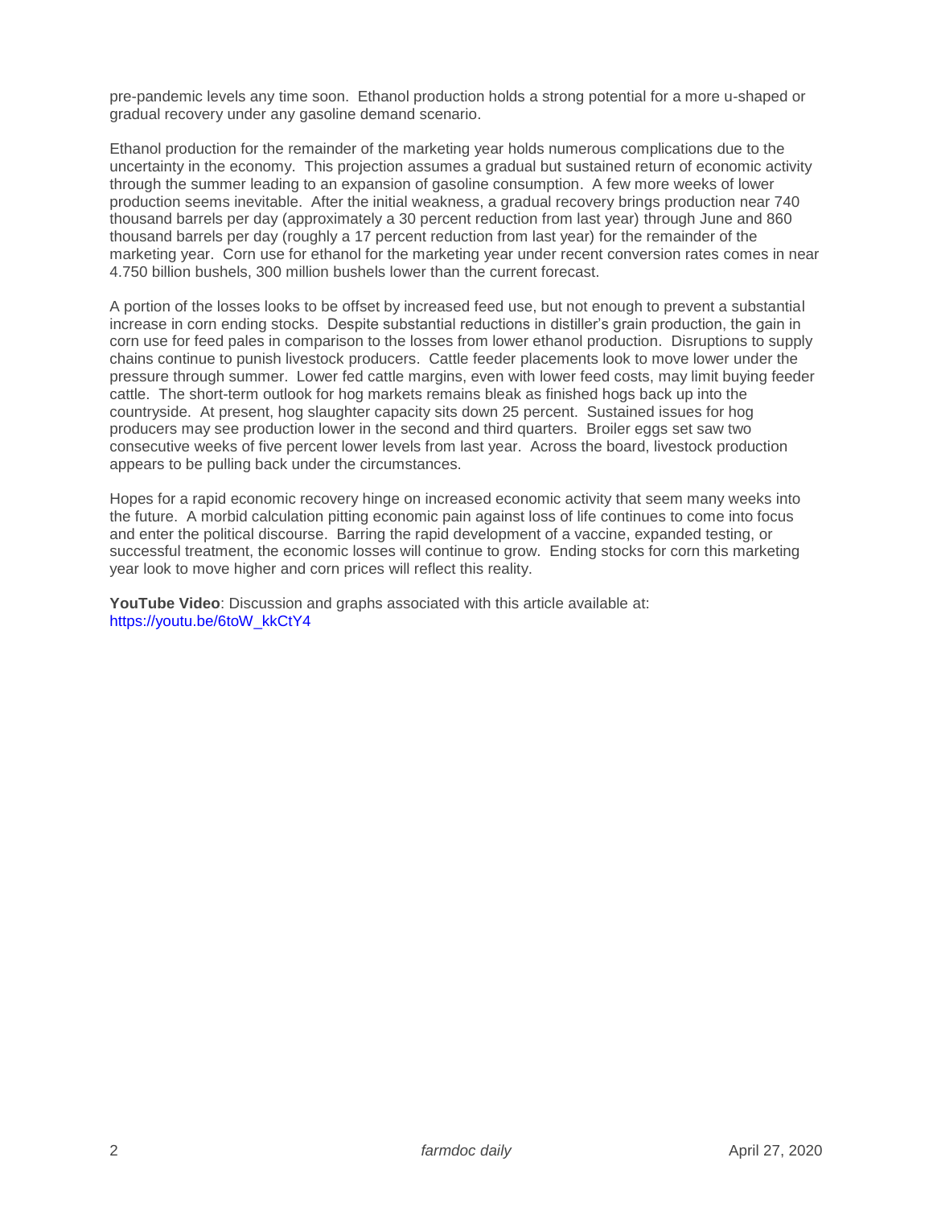pre-pandemic levels any time soon. Ethanol production holds a strong potential for a more u-shaped or gradual recovery under any gasoline demand scenario.

Ethanol production for the remainder of the marketing year holds numerous complications due to the uncertainty in the economy. This projection assumes a gradual but sustained return of economic activity through the summer leading to an expansion of gasoline consumption. A few more weeks of lower production seems inevitable. After the initial weakness, a gradual recovery brings production near 740 thousand barrels per day (approximately a 30 percent reduction from last year) through June and 860 thousand barrels per day (roughly a 17 percent reduction from last year) for the remainder of the marketing year. Corn use for ethanol for the marketing year under recent conversion rates comes in near 4.750 billion bushels, 300 million bushels lower than the current forecast.

A portion of the losses looks to be offset by increased feed use, but not enough to prevent a substantial increase in corn ending stocks. Despite substantial reductions in distiller's grain production, the gain in corn use for feed pales in comparison to the losses from lower ethanol production. Disruptions to supply chains continue to punish livestock producers. Cattle feeder placements look to move lower under the pressure through summer. Lower fed cattle margins, even with lower feed costs, may limit buying feeder cattle. The short-term outlook for hog markets remains bleak as finished hogs back up into the countryside. At present, hog slaughter capacity sits down 25 percent. Sustained issues for hog producers may see production lower in the second and third quarters. Broiler eggs set saw two consecutive weeks of five percent lower levels from last year. Across the board, livestock production appears to be pulling back under the circumstances.

Hopes for a rapid economic recovery hinge on increased economic activity that seem many weeks into the future. A morbid calculation pitting economic pain against loss of life continues to come into focus and enter the political discourse. Barring the rapid development of a vaccine, expanded testing, or successful treatment, the economic losses will continue to grow. Ending stocks for corn this marketing year look to move higher and corn prices will reflect this reality.

**YouTube Video**: Discussion and graphs associated with this article available at: https://youtu.be/6toW_kkCtY4